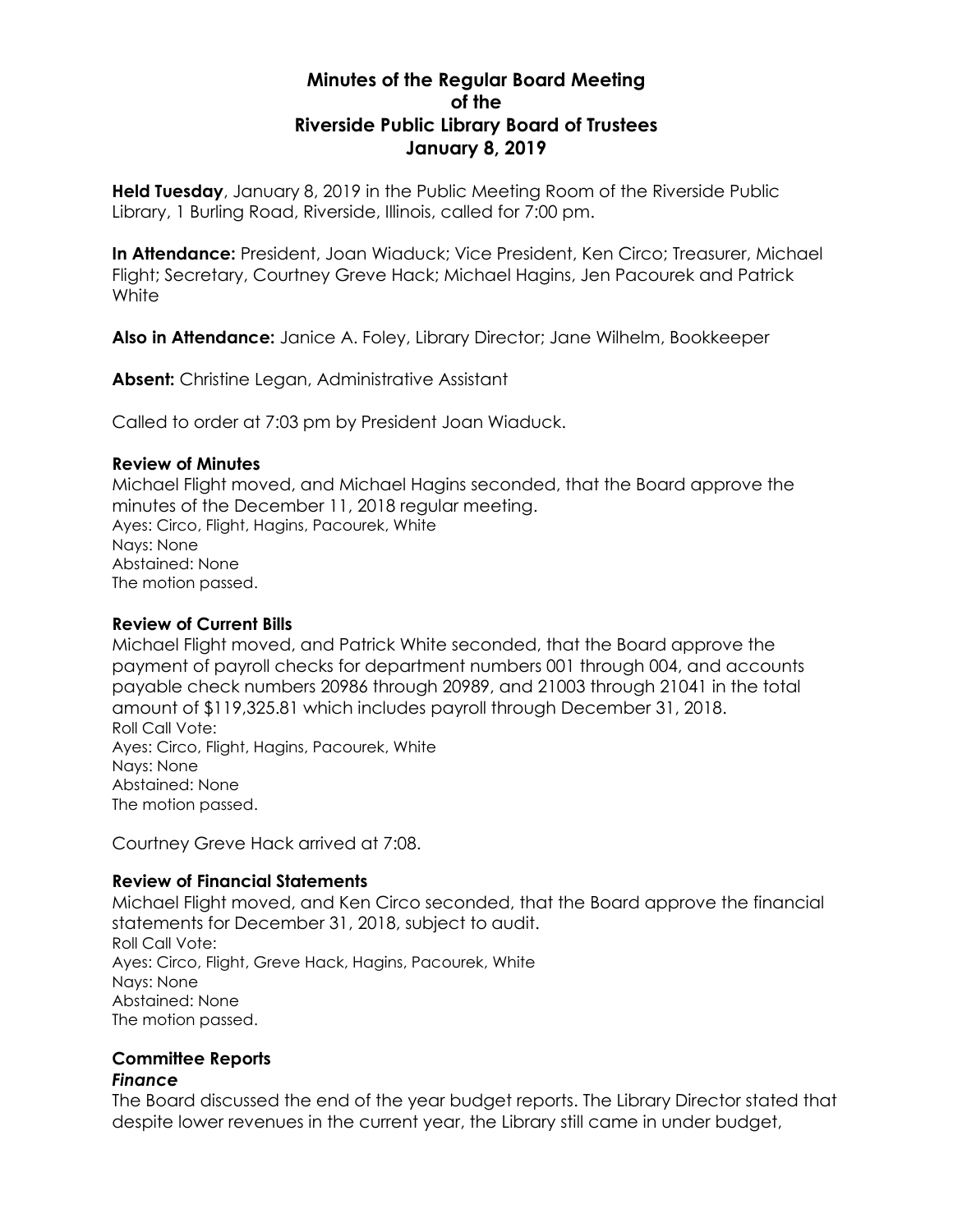# Minutes of the Regular Board Meeting of the Riverside Public Library Board of Trustees January 8, 2019

**Held Tuesday**, January 8, 2019 in the Public Meeting Room of the Riverside Public Library, 1 Burling Road, Riverside, Illinois, called for 7:00 pm.

**In Attendance:** President, Joan Wiaduck; Vice President, Ken Circo; Treasurer, Michael Flight; Secretary, Courtney Greve Hack; Michael Hagins, Jen Pacourek and Patrick White

**Also in Attendance:** Janice A. Foley, Library Director; Jane Wilhelm, Bookkeeper

**Absent:** Christine Legan, Administrative Assistant

Called to order at 7:03 pm by President Joan Wiaduck.

### Review of Minutes

Michael Flight moved, and Michael Hagins seconded, that the Board approve the minutes of the December 11, 2018 regular meeting.
Ayes: Circo, Flight, Hagins, Pacourek, White
Nays: None
Abstained: None
The motion passed.

### Review of Current Bills

Michael Flight moved, and Patrick White seconded, that the Board approve the payment of payroll checks for department numbers 001 through 004, and accounts payable check numbers 20986 through 20989, and 21003 through 21041 in the total amount of $119,325.81 which includes payroll through December 31, 2018.
Roll Call Vote:
Ayes: Circo, Flight, Hagins, Pacourek, White
Nays: None
Abstained: None
The motion passed.

Courtney Greve Hack arrived at 7:08.

### Review of Financial Statements

Michael Flight moved, and Ken Circo seconded, that the Board approve the financial statements for December 31, 2018, subject to audit.
Roll Call Vote:
Ayes: Circo, Flight, Greve Hack, Hagins, Pacourek, White
Nays: None
Abstained: None
The motion passed.

### Committee Reports

#### *Finance*

The Board discussed the end of the year budget reports. The Library Director stated that despite lower revenues in the current year, the Library still came in under budget,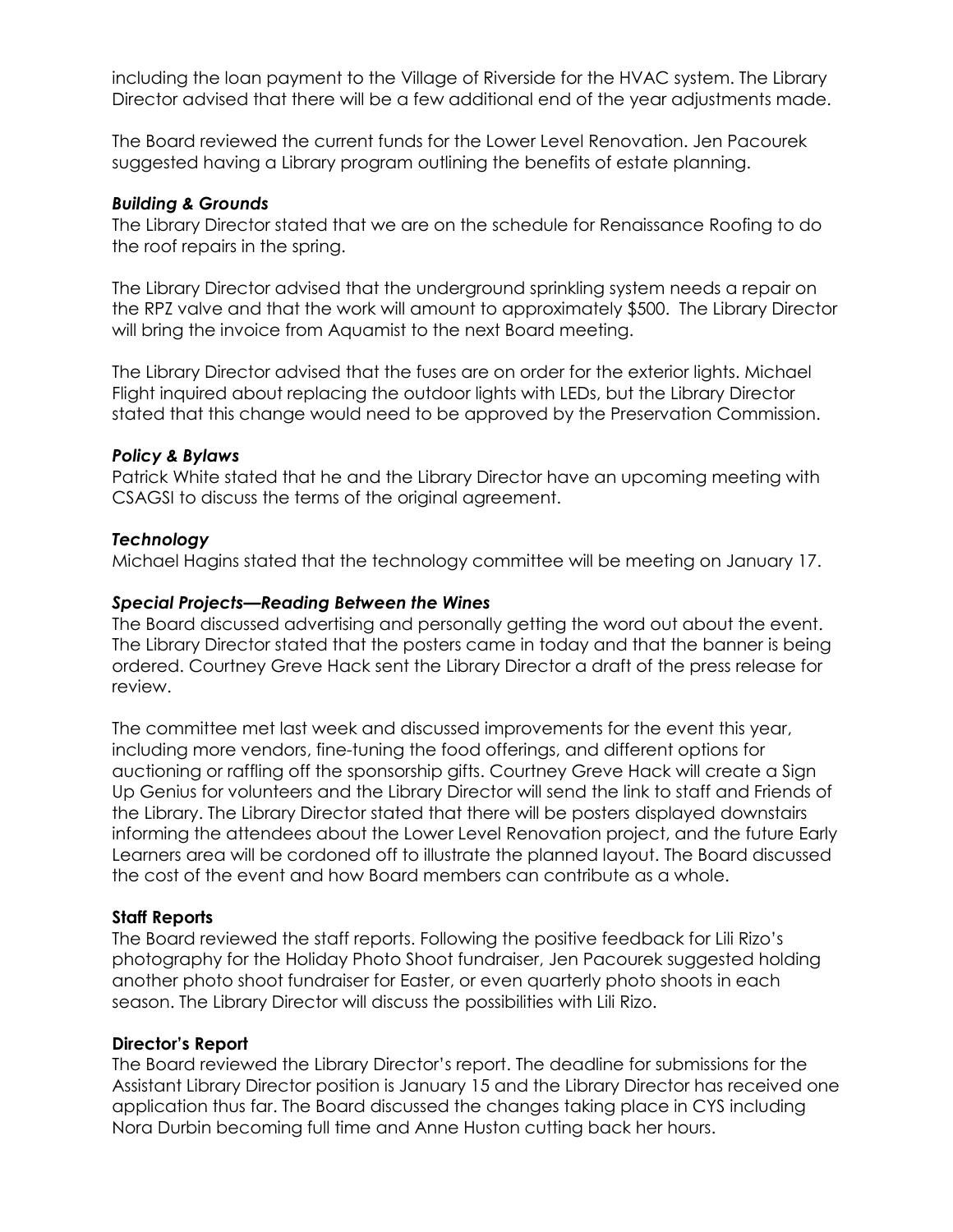including the loan payment to the Village of Riverside for the HVAC system. The Library Director advised that there will be a few additional end of the year adjustments made.

The Board reviewed the current funds for the Lower Level Renovation. Jen Pacourek suggested having a Library program outlining the benefits of estate planning.

***Building & Grounds***
The Library Director stated that we are on the schedule for Renaissance Roofing to do the roof repairs in the spring.

The Library Director advised that the underground sprinkling system needs a repair on the RPZ valve and that the work will amount to approximately $500. The Library Director will bring the invoice from Aquamist to the next Board meeting.

The Library Director advised that the fuses are on order for the exterior lights. Michael Flight inquired about replacing the outdoor lights with LEDs, but the Library Director stated that this change would need to be approved by the Preservation Commission.

***Policy & Bylaws***
Patrick White stated that he and the Library Director have an upcoming meeting with CSAGSI to discuss the terms of the original agreement.

***Technology***
Michael Hagins stated that the technology committee will be meeting on January 17.

***Special Projects—Reading Between the Wines***
The Board discussed advertising and personally getting the word out about the event. The Library Director stated that the posters came in today and that the banner is being ordered. Courtney Greve Hack sent the Library Director a draft of the press release for review.

The committee met last week and discussed improvements for the event this year, including more vendors, fine-tuning the food offerings, and different options for auctioning or raffling off the sponsorship gifts. Courtney Greve Hack will create a Sign Up Genius for volunteers and the Library Director will send the link to staff and Friends of the Library. The Library Director stated that there will be posters displayed downstairs informing the attendees about the Lower Level Renovation project, and the future Early Learners area will be cordoned off to illustrate the planned layout. The Board discussed the cost of the event and how Board members can contribute as a whole.

**Staff Reports**
The Board reviewed the staff reports. Following the positive feedback for Lili Rizo's photography for the Holiday Photo Shoot fundraiser, Jen Pacourek suggested holding another photo shoot fundraiser for Easter, or even quarterly photo shoots in each season. The Library Director will discuss the possibilities with Lili Rizo.

**Director's Report**
The Board reviewed the Library Director's report. The deadline for submissions for the Assistant Library Director position is January 15 and the Library Director has received one application thus far. The Board discussed the changes taking place in CYS including Nora Durbin becoming full time and Anne Huston cutting back her hours.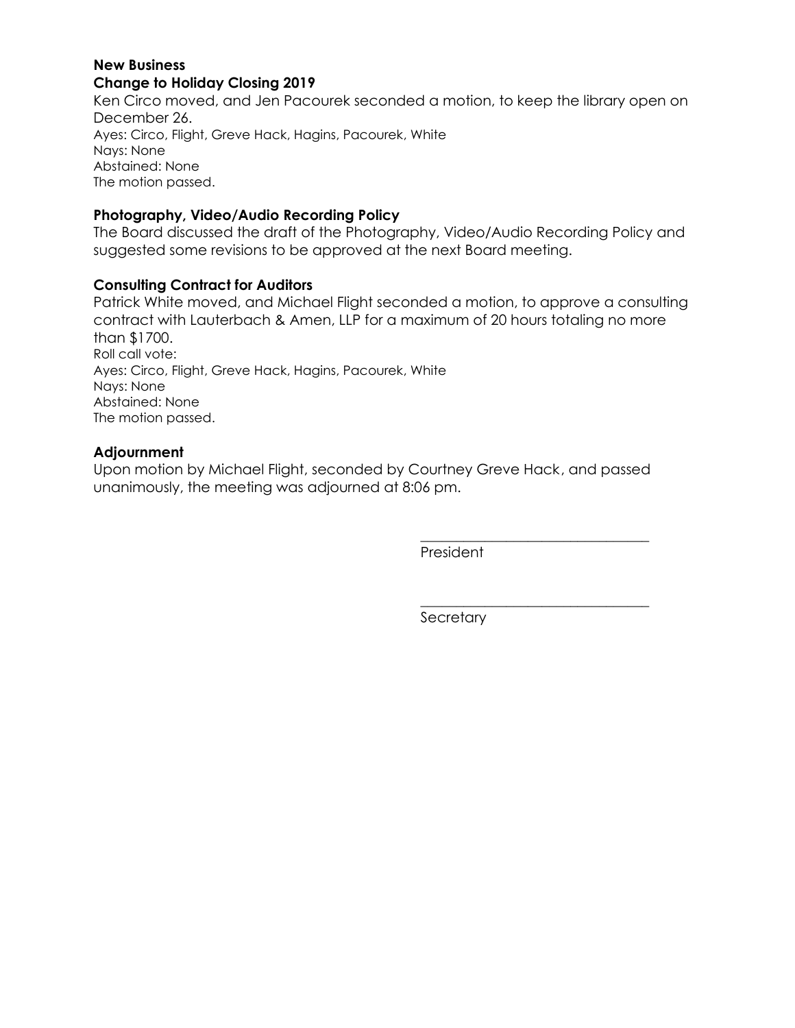**New Business**

**Change to Holiday Closing 2019**

Ken Circo moved, and Jen Pacourek seconded a motion, to keep the library open on December 26.

Ayes: Circo, Flight, Greve Hack, Hagins, Pacourek, White
Nays: None
Abstained: None
The motion passed.

**Photography, Video/Audio Recording Policy**

The Board discussed the draft of the Photography, Video/Audio Recording Policy and suggested some revisions to be approved at the next Board meeting.

**Consulting Contract for Auditors**

Patrick White moved, and Michael Flight seconded a motion, to approve a consulting contract with Lauterbach & Amen, LLP for a maximum of 20 hours totaling no more than $1700.

Roll call vote:
Ayes: Circo, Flight, Greve Hack, Hagins, Pacourek, White
Nays: None
Abstained: None
The motion passed.

**Adjournment**

Upon motion by Michael Flight, seconded by Courtney Greve Hack, and passed unanimously, the meeting was adjourned at 8:06 pm.

\_\_\_\_\_\_\_\_\_\_\_\_\_\_\_\_\_\_\_\_\_\_\_\_\_\_\_\_\_\_\_\_
President

\_\_\_\_\_\_\_\_\_\_\_\_\_\_\_\_\_\_\_\_\_\_\_\_\_\_\_\_\_\_\_\_
Secretary